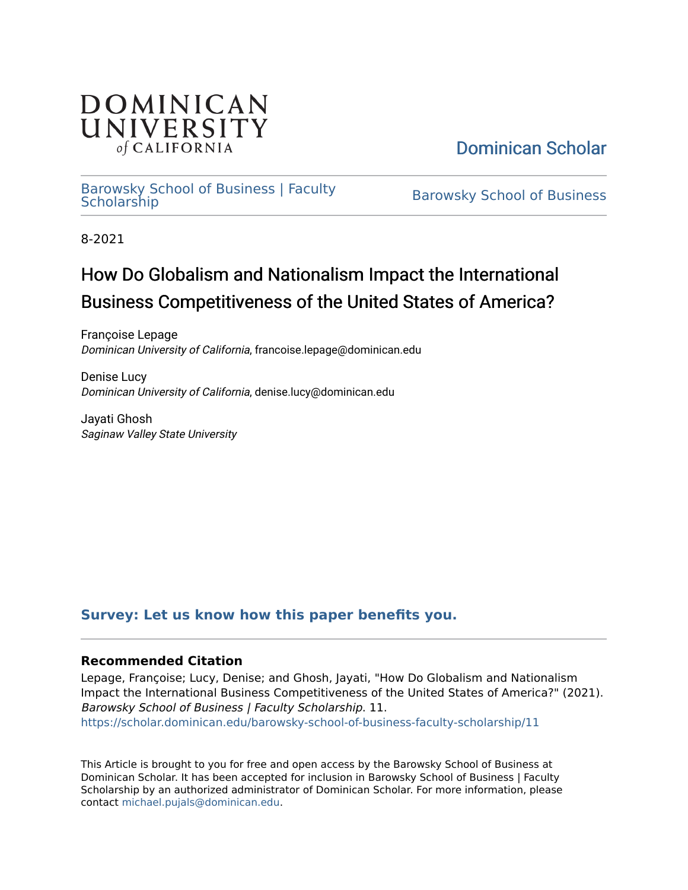DOMINICAN UNIVERSITY *of* CALIFORNIA

Dominican Scholar

Barowsky School of Business | Faculty Scholarship

Barowsky School of Business

8-2021

# How Do Globalism and Nationalism Impact the International Business Competitiveness of the United States of America?

Françoise Lepage
*Dominican University of California*, francoise.lepage@dominican.edu

Denise Lucy
*Dominican University of California*, denise.lucy@dominican.edu

Jayati Ghosh
*Saginaw Valley State University*

**Survey: Let us know how this paper benefits you.**

### Recommended Citation

Lepage, Françoise; Lucy, Denise; and Ghosh, Jayati, "How Do Globalism and Nationalism Impact the International Business Competitiveness of the United States of America?" (2021). *Barowsky School of Business | Faculty Scholarship*. 11.
https://scholar.dominican.edu/barowsky-school-of-business-faculty-scholarship/11

This Article is brought to you for free and open access by the Barowsky School of Business at Dominican Scholar. It has been accepted for inclusion in Barowsky School of Business | Faculty Scholarship by an authorized administrator of Dominican Scholar. For more information, please contact michael.pujals@dominican.edu.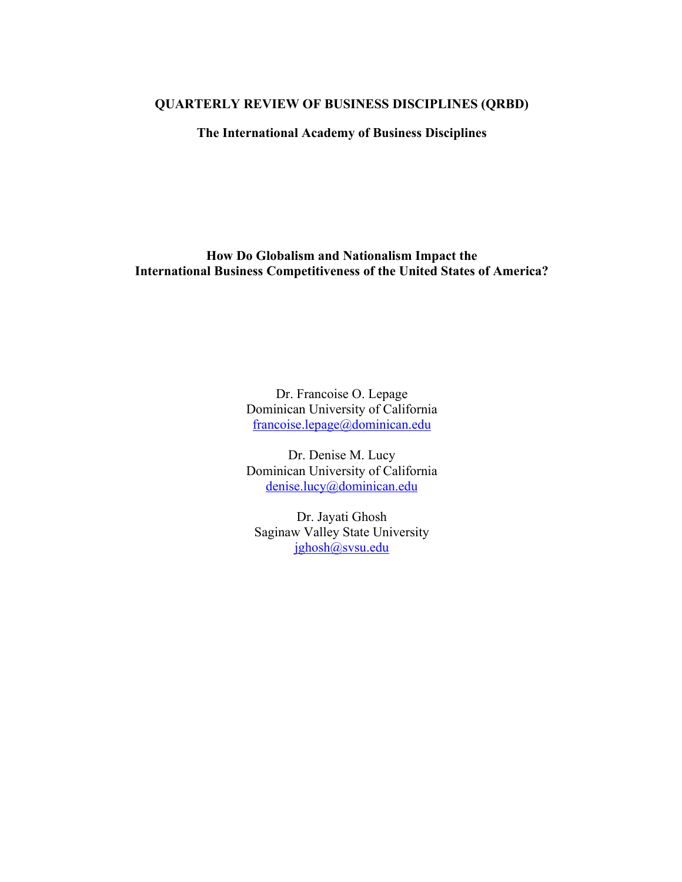**QUARTERLY REVIEW OF BUSINESS DISCIPLINES (QRBD)**

**The International Academy of Business Disciplines**

# How Do Globalism and Nationalism Impact the International Business Competitiveness of the United States of America?

Dr. Francoise O. Lepage
Dominican University of California
francoise.lepage@dominican.edu

Dr. Denise M. Lucy
Dominican University of California
denise.lucy@dominican.edu

Dr. Jayati Ghosh
Saginaw Valley State University
jghosh@svsu.edu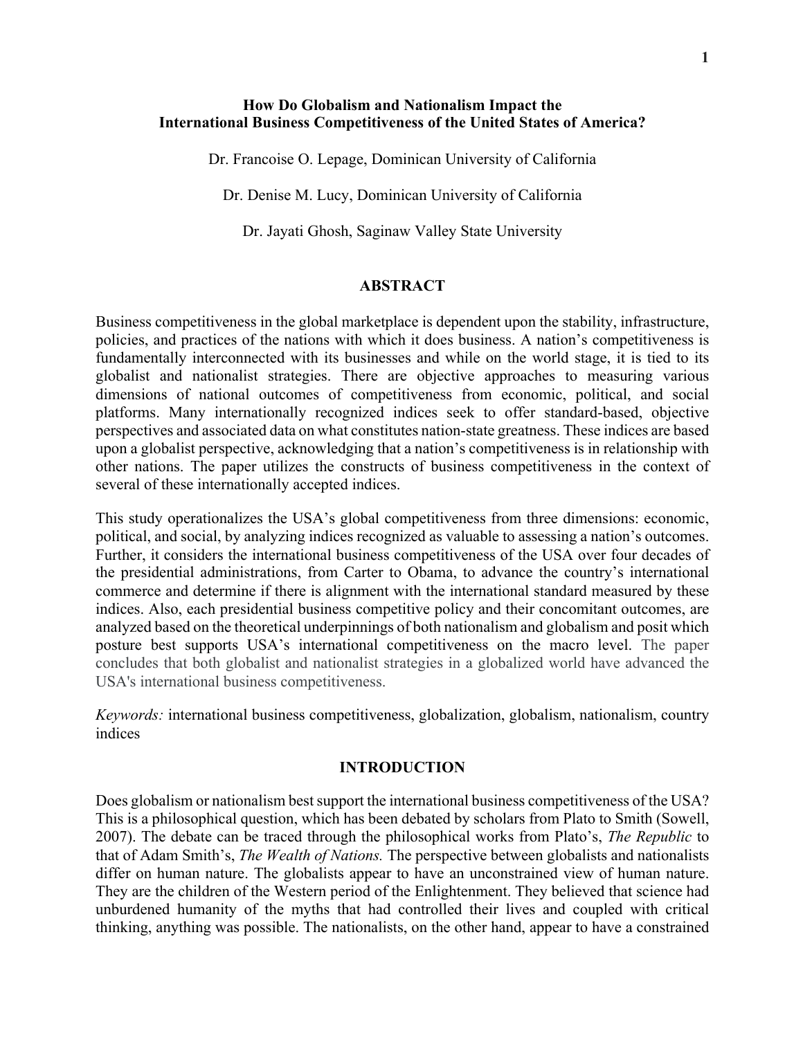**How Do Globalism and Nationalism Impact the International Business Competitiveness of the United States of America?**

Dr. Francoise O. Lepage, Dominican University of California

Dr. Denise M. Lucy, Dominican University of California

Dr. Jayati Ghosh, Saginaw Valley State University

## ABSTRACT

Business competitiveness in the global marketplace is dependent upon the stability, infrastructure, policies, and practices of the nations with which it does business. A nation's competitiveness is fundamentally interconnected with its businesses and while on the world stage, it is tied to its globalist and nationalist strategies. There are objective approaches to measuring various dimensions of national outcomes of competitiveness from economic, political, and social platforms. Many internationally recognized indices seek to offer standard-based, objective perspectives and associated data on what constitutes nation-state greatness. These indices are based upon a globalist perspective, acknowledging that a nation's competitiveness is in relationship with other nations. The paper utilizes the constructs of business competitiveness in the context of several of these internationally accepted indices.

This study operationalizes the USA's global competitiveness from three dimensions: economic, political, and social, by analyzing indices recognized as valuable to assessing a nation's outcomes. Further, it considers the international business competitiveness of the USA over four decades of the presidential administrations, from Carter to Obama, to advance the country's international commerce and determine if there is alignment with the international standard measured by these indices. Also, each presidential business competitive policy and their concomitant outcomes, are analyzed based on the theoretical underpinnings of both nationalism and globalism and posit which posture best supports USA's international competitiveness on the macro level. The paper concludes that both globalist and nationalist strategies in a globalized world have advanced the USA's international business competitiveness.

*Keywords:* international business competitiveness, globalization, globalism, nationalism, country indices

## INTRODUCTION

Does globalism or nationalism best support the international business competitiveness of the USA? This is a philosophical question, which has been debated by scholars from Plato to Smith (Sowell, 2007). The debate can be traced through the philosophical works from Plato's, *The Republic* to that of Adam Smith's, *The Wealth of Nations.* The perspective between globalists and nationalists differ on human nature. The globalists appear to have an unconstrained view of human nature. They are the children of the Western period of the Enlightenment. They believed that science had unburdened humanity of the myths that had controlled their lives and coupled with critical thinking, anything was possible. The nationalists, on the other hand, appear to have a constrained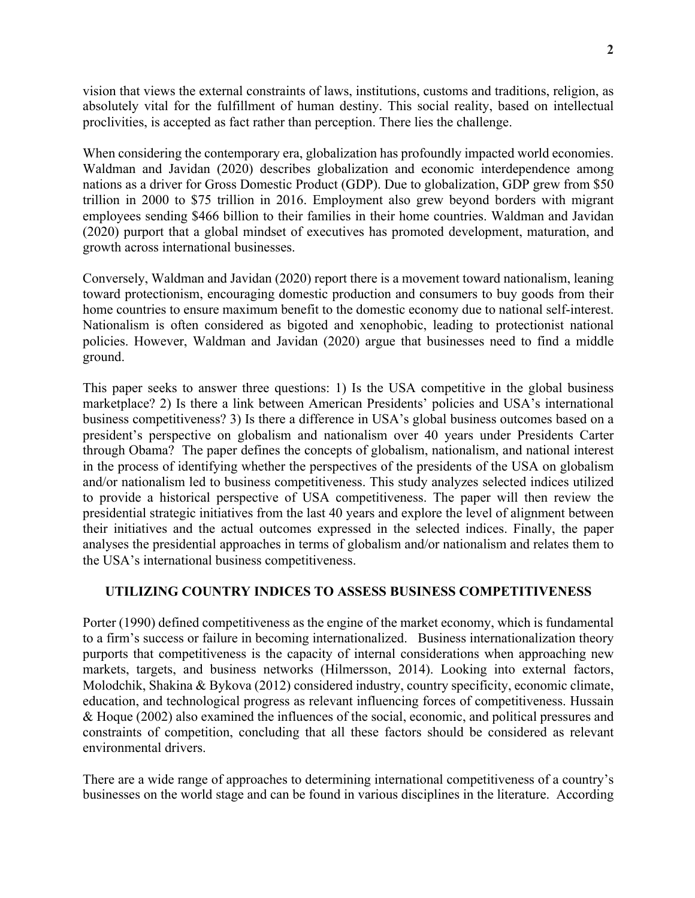vision that views the external constraints of laws, institutions, customs and traditions, religion, as absolutely vital for the fulfillment of human destiny. This social reality, based on intellectual proclivities, is accepted as fact rather than perception. There lies the challenge.

When considering the contemporary era, globalization has profoundly impacted world economies. Waldman and Javidan (2020) describes globalization and economic interdependence among nations as a driver for Gross Domestic Product (GDP). Due to globalization, GDP grew from $50 trillion in 2000 to $75 trillion in 2016. Employment also grew beyond borders with migrant employees sending $466 billion to their families in their home countries. Waldman and Javidan (2020) purport that a global mindset of executives has promoted development, maturation, and growth across international businesses.

Conversely, Waldman and Javidan (2020) report there is a movement toward nationalism, leaning toward protectionism, encouraging domestic production and consumers to buy goods from their home countries to ensure maximum benefit to the domestic economy due to national self-interest. Nationalism is often considered as bigoted and xenophobic, leading to protectionist national policies. However, Waldman and Javidan (2020) argue that businesses need to find a middle ground.

This paper seeks to answer three questions: 1) Is the USA competitive in the global business marketplace? 2) Is there a link between American Presidents' policies and USA's international business competitiveness? 3) Is there a difference in USA's global business outcomes based on a president's perspective on globalism and nationalism over 40 years under Presidents Carter through Obama? The paper defines the concepts of globalism, nationalism, and national interest in the process of identifying whether the perspectives of the presidents of the USA on globalism and/or nationalism led to business competitiveness. This study analyzes selected indices utilized to provide a historical perspective of USA competitiveness. The paper will then review the presidential strategic initiatives from the last 40 years and explore the level of alignment between their initiatives and the actual outcomes expressed in the selected indices. Finally, the paper analyses the presidential approaches in terms of globalism and/or nationalism and relates them to the USA's international business competitiveness.

## UTILIZING COUNTRY INDICES TO ASSESS BUSINESS COMPETITIVENESS

Porter (1990) defined competitiveness as the engine of the market economy, which is fundamental to a firm's success or failure in becoming internationalized. Business internationalization theory purports that competitiveness is the capacity of internal considerations when approaching new markets, targets, and business networks (Hilmersson, 2014). Looking into external factors, Molodchik, Shakina & Bykova (2012) considered industry, country specificity, economic climate, education, and technological progress as relevant influencing forces of competitiveness. Hussain & Hoque (2002) also examined the influences of the social, economic, and political pressures and constraints of competition, concluding that all these factors should be considered as relevant environmental drivers.

There are a wide range of approaches to determining international competitiveness of a country's businesses on the world stage and can be found in various disciplines in the literature. According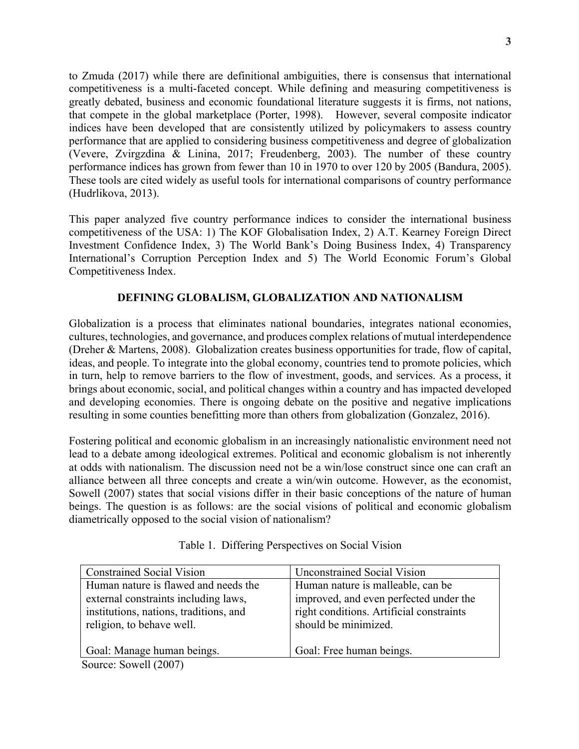to Zmuda (2017) while there are definitional ambiguities, there is consensus that international competitiveness is a multi-faceted concept. While defining and measuring competitiveness is greatly debated, business and economic foundational literature suggests it is firms, not nations, that compete in the global marketplace (Porter, 1998). However, several composite indicator indices have been developed that are consistently utilized by policymakers to assess country performance that are applied to considering business competitiveness and degree of globalization (Vevere, Zvirgzdina & Linina, 2017; Freudenberg, 2003). The number of these country performance indices has grown from fewer than 10 in 1970 to over 120 by 2005 (Bandura, 2005). These tools are cited widely as useful tools for international comparisons of country performance (Hudrlikova, 2013).

This paper analyzed five country performance indices to consider the international business competitiveness of the USA: 1) The KOF Globalisation Index, 2) A.T. Kearney Foreign Direct Investment Confidence Index, 3) The World Bank's Doing Business Index, 4) Transparency International's Corruption Perception Index and 5) The World Economic Forum's Global Competitiveness Index.

## DEFINING GLOBALISM, GLOBALIZATION AND NATIONALISM

Globalization is a process that eliminates national boundaries, integrates national economies, cultures, technologies, and governance, and produces complex relations of mutual interdependence (Dreher & Martens, 2008). Globalization creates business opportunities for trade, flow of capital, ideas, and people. To integrate into the global economy, countries tend to promote policies, which in turn, help to remove barriers to the flow of investment, goods, and services. As a process, it brings about economic, social, and political changes within a country and has impacted developed and developing economies. There is ongoing debate on the positive and negative implications resulting in some counties benefitting more than others from globalization (Gonzalez, 2016).

Fostering political and economic globalism in an increasingly nationalistic environment need not lead to a debate among ideological extremes. Political and economic globalism is not inherently at odds with nationalism. The discussion need not be a win/lose construct since one can craft an alliance between all three concepts and create a win/win outcome. However, as the economist, Sowell (2007) states that social visions differ in their basic conceptions of the nature of human beings. The question is as follows: are the social visions of political and economic globalism diametrically opposed to the social vision of nationalism?

Table 1. Differing Perspectives on Social Vision

| Constrained Social Vision | Unconstrained Social Vision |
|---|---|
| Human nature is flawed and needs the external constraints including laws, institutions, nations, traditions, and religion, to behave well.<br><br>Goal: Manage human beings. | Human nature is malleable, can be improved, and even perfected under the right conditions. Artificial constraints should be minimized.<br><br>Goal: Free human beings. |

Source: Sowell (2007)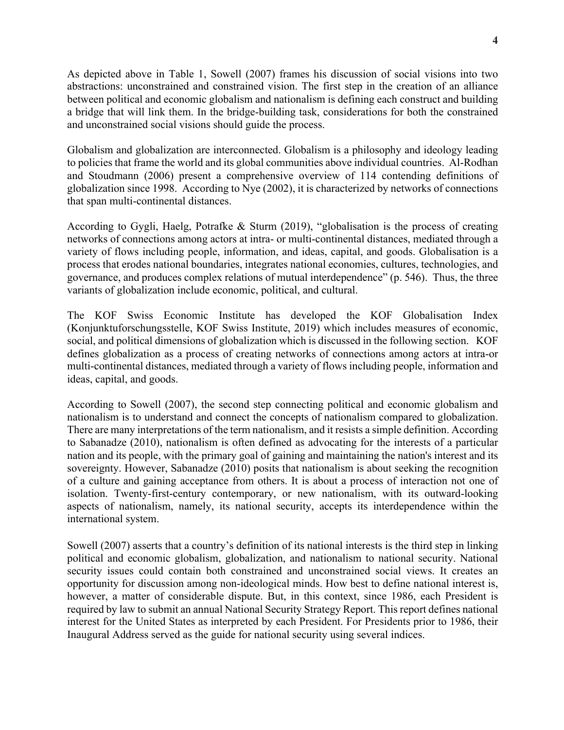As depicted above in Table 1, Sowell (2007) frames his discussion of social visions into two abstractions: unconstrained and constrained vision. The first step in the creation of an alliance between political and economic globalism and nationalism is defining each construct and building a bridge that will link them. In the bridge-building task, considerations for both the constrained and unconstrained social visions should guide the process.

Globalism and globalization are interconnected. Globalism is a philosophy and ideology leading to policies that frame the world and its global communities above individual countries. Al-Rodhan and Stoudmann (2006) present a comprehensive overview of 114 contending definitions of globalization since 1998. According to Nye (2002), it is characterized by networks of connections that span multi-continental distances.

According to Gygli, Haelg, Potrafke & Sturm (2019), "globalisation is the process of creating networks of connections among actors at intra- or multi-continental distances, mediated through a variety of flows including people, information, and ideas, capital, and goods. Globalisation is a process that erodes national boundaries, integrates national economies, cultures, technologies, and governance, and produces complex relations of mutual interdependence" (p. 546). Thus, the three variants of globalization include economic, political, and cultural.

The KOF Swiss Economic Institute has developed the KOF Globalisation Index (Konjunktuforschungsstelle, KOF Swiss Institute, 2019) which includes measures of economic, social, and political dimensions of globalization which is discussed in the following section. KOF defines globalization as a process of creating networks of connections among actors at intra-or multi-continental distances, mediated through a variety of flows including people, information and ideas, capital, and goods.

According to Sowell (2007), the second step connecting political and economic globalism and nationalism is to understand and connect the concepts of nationalism compared to globalization. There are many interpretations of the term nationalism, and it resists a simple definition. According to Sabanadze (2010), nationalism is often defined as advocating for the interests of a particular nation and its people, with the primary goal of gaining and maintaining the nation's interest and its sovereignty. However, Sabanadze (2010) posits that nationalism is about seeking the recognition of a culture and gaining acceptance from others. It is about a process of interaction not one of isolation. Twenty-first-century contemporary, or new nationalism, with its outward-looking aspects of nationalism, namely, its national security, accepts its interdependence within the international system.

Sowell (2007) asserts that a country's definition of its national interests is the third step in linking political and economic globalism, globalization, and nationalism to national security. National security issues could contain both constrained and unconstrained social views. It creates an opportunity for discussion among non-ideological minds. How best to define national interest is, however, a matter of considerable dispute. But, in this context, since 1986, each President is required by law to submit an annual National Security Strategy Report. This report defines national interest for the United States as interpreted by each President. For Presidents prior to 1986, their Inaugural Address served as the guide for national security using several indices.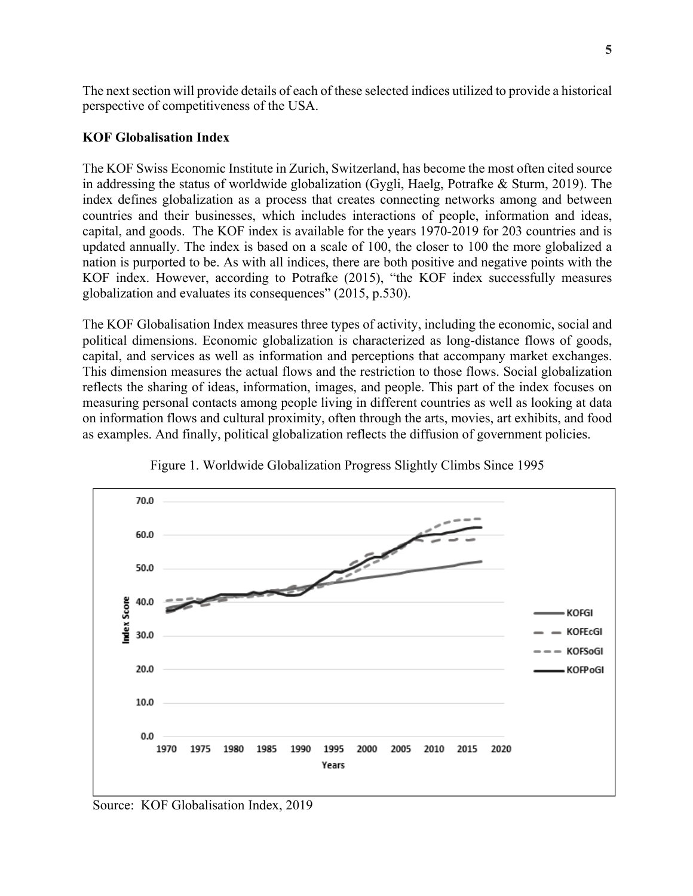The next section will provide details of each of these selected indices utilized to provide a historical perspective of competitiveness of the USA.

**KOF Globalisation Index**

The KOF Swiss Economic Institute in Zurich, Switzerland, has become the most often cited source in addressing the status of worldwide globalization (Gygli, Haelg, Potrafke & Sturm, 2019). The index defines globalization as a process that creates connecting networks among and between countries and their businesses, which includes interactions of people, information and ideas, capital, and goods. The KOF index is available for the years 1970-2019 for 203 countries and is updated annually. The index is based on a scale of 100, the closer to 100 the more globalized a nation is purported to be. As with all indices, there are both positive and negative points with the KOF index. However, according to Potrafke (2015), "the KOF index successfully measures globalization and evaluates its consequences" (2015, p.530).

The KOF Globalisation Index measures three types of activity, including the economic, social and political dimensions. Economic globalization is characterized as long-distance flows of goods, capital, and services as well as information and perceptions that accompany market exchanges. This dimension measures the actual flows and the restriction to those flows. Social globalization reflects the sharing of ideas, information, images, and people. This part of the index focuses on measuring personal contacts among people living in different countries as well as looking at data on information flows and cultural proximity, often through the arts, movies, art exhibits, and food as examples. And finally, political globalization reflects the diffusion of government policies.

Figure 1. Worldwide Globalization Progress Slightly Climbs Since 1995

Source: KOF Globalisation Index, 2019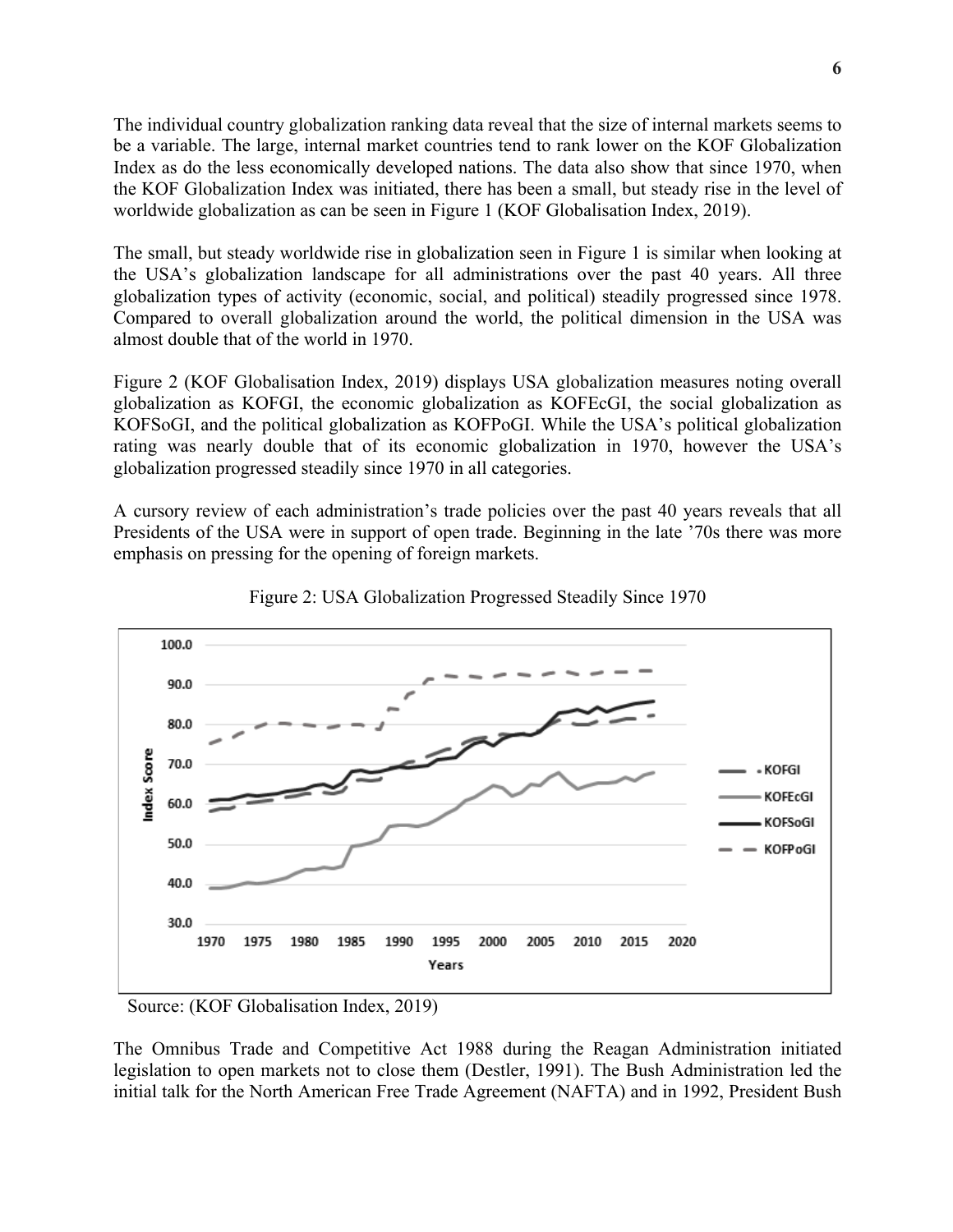The individual country globalization ranking data reveal that the size of internal markets seems to be a variable. The large, internal market countries tend to rank lower on the KOF Globalization Index as do the less economically developed nations. The data also show that since 1970, when the KOF Globalization Index was initiated, there has been a small, but steady rise in the level of worldwide globalization as can be seen in Figure 1 (KOF Globalisation Index, 2019).

The small, but steady worldwide rise in globalization seen in Figure 1 is similar when looking at the USA's globalization landscape for all administrations over the past 40 years. All three globalization types of activity (economic, social, and political) steadily progressed since 1978. Compared to overall globalization around the world, the political dimension in the USA was almost double that of the world in 1970.

Figure 2 (KOF Globalisation Index, 2019) displays USA globalization measures noting overall globalization as KOFGI, the economic globalization as KOFEcGI, the social globalization as KOFSoGI, and the political globalization as KOFPoGI. While the USA's political globalization rating was nearly double that of its economic globalization in 1970, however the USA's globalization progressed steadily since 1970 in all categories.

A cursory review of each administration's trade policies over the past 40 years reveals that all Presidents of the USA were in support of open trade. Beginning in the late '70s there was more emphasis on pressing for the opening of foreign markets.

Figure 2: USA Globalization Progressed Steadily Since 1970

Source: (KOF Globalisation Index, 2019)

The Omnibus Trade and Competitive Act 1988 during the Reagan Administration initiated legislation to open markets not to close them (Destler, 1991). The Bush Administration led the initial talk for the North American Free Trade Agreement (NAFTA) and in 1992, President Bush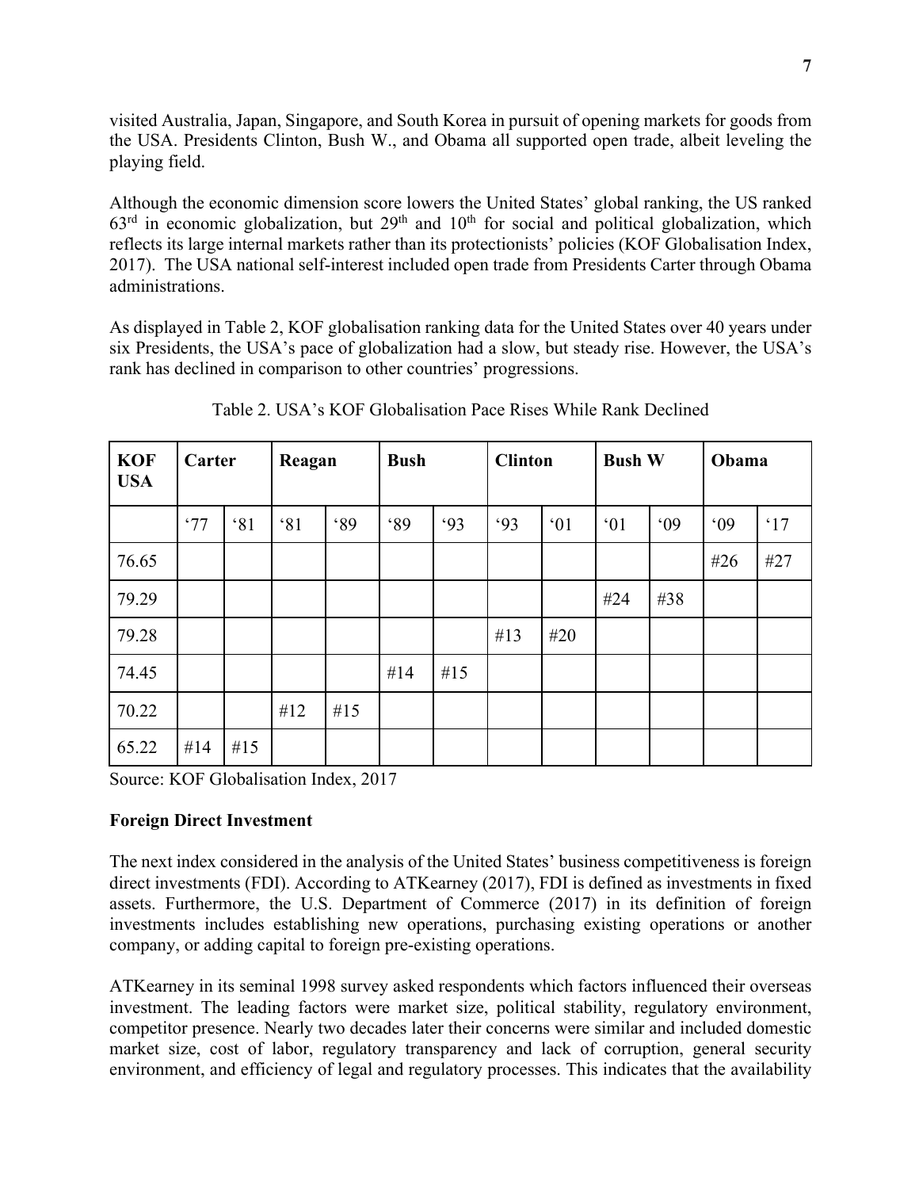visited Australia, Japan, Singapore, and South Korea in pursuit of opening markets for goods from the USA. Presidents Clinton, Bush W., and Obama all supported open trade, albeit leveling the playing field.

Although the economic dimension score lowers the United States' global ranking, the US ranked 63rd in economic globalization, but 29th and 10th for social and political globalization, which reflects its large internal markets rather than its protectionists' policies (KOF Globalisation Index, 2017). The USA national self-interest included open trade from Presidents Carter through Obama administrations.

As displayed in Table 2, KOF globalisation ranking data for the United States over 40 years under six Presidents, the USA's pace of globalization had a slow, but steady rise. However, the USA's rank has declined in comparison to other countries' progressions.

Table 2. USA's KOF Globalisation Pace Rises While Rank Declined

| **KOF USA** | **Carter** | | **Reagan** | | **Bush** | | **Clinton** | | **Bush W** | | **Obama** | |
|---|---|---|---|---|---|---|---|---|---|---|---|---|
| | '77 | '81 | '81 | '89 | '89 | '93 | '93 | '01 | '01 | '09 | '09 | '17 |
| 76.65 | | | | | | | | | | | #26 | #27 |
| 79.29 | | | | | | | | | #24 | #38 | | |
| 79.28 | | | | | | | #13 | #20 | | | | |
| 74.45 | | | | | #14 | #15 | | | | | | |
| 70.22 | | | #12 | #15 | | | | | | | | |
| 65.22 | #14 | #15 | | | | | | | | | | |

Source: KOF Globalisation Index, 2017

**Foreign Direct Investment**

The next index considered in the analysis of the United States' business competitiveness is foreign direct investments (FDI). According to ATKearney (2017), FDI is defined as investments in fixed assets. Furthermore, the U.S. Department of Commerce (2017) in its definition of foreign investments includes establishing new operations, purchasing existing operations or another company, or adding capital to foreign pre-existing operations.

ATKearney in its seminal 1998 survey asked respondents which factors influenced their overseas investment. The leading factors were market size, political stability, regulatory environment, competitor presence. Nearly two decades later their concerns were similar and included domestic market size, cost of labor, regulatory transparency and lack of corruption, general security environment, and efficiency of legal and regulatory processes. This indicates that the availability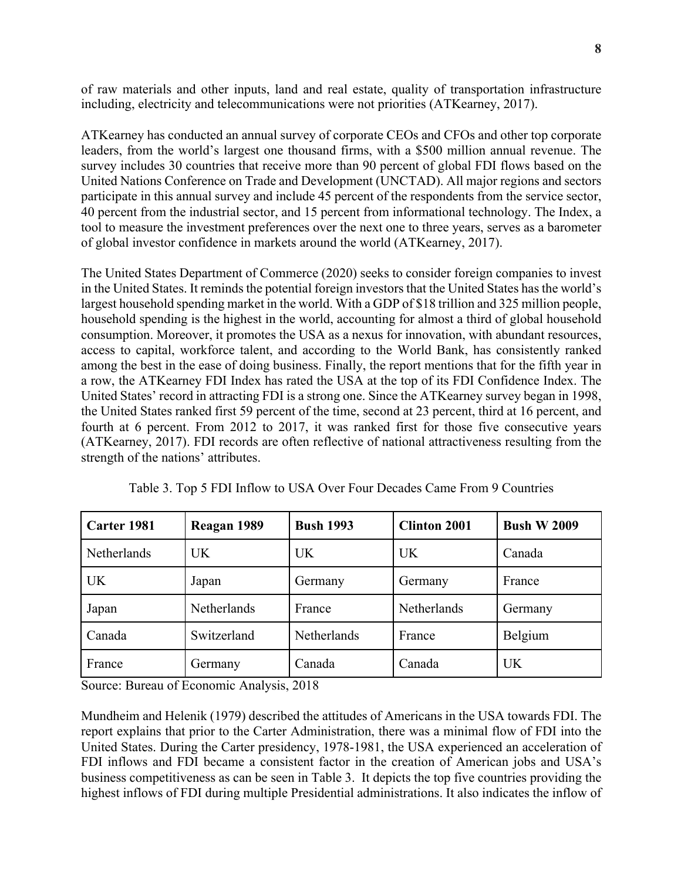of raw materials and other inputs, land and real estate, quality of transportation infrastructure including, electricity and telecommunications were not priorities (ATKearney, 2017).

ATKearney has conducted an annual survey of corporate CEOs and CFOs and other top corporate leaders, from the world's largest one thousand firms, with a $500 million annual revenue. The survey includes 30 countries that receive more than 90 percent of global FDI flows based on the United Nations Conference on Trade and Development (UNCTAD). All major regions and sectors participate in this annual survey and include 45 percent of the respondents from the service sector, 40 percent from the industrial sector, and 15 percent from informational technology. The Index, a tool to measure the investment preferences over the next one to three years, serves as a barometer of global investor confidence in markets around the world (ATKearney, 2017).

The United States Department of Commerce (2020) seeks to consider foreign companies to invest in the United States. It reminds the potential foreign investors that the United States has the world's largest household spending market in the world. With a GDP of $18 trillion and 325 million people, household spending is the highest in the world, accounting for almost a third of global household consumption. Moreover, it promotes the USA as a nexus for innovation, with abundant resources, access to capital, workforce talent, and according to the World Bank, has consistently ranked among the best in the ease of doing business. Finally, the report mentions that for the fifth year in a row, the ATKearney FDI Index has rated the USA at the top of its FDI Confidence Index. The United States' record in attracting FDI is a strong one. Since the ATKearney survey began in 1998, the United States ranked first 59 percent of the time, second at 23 percent, third at 16 percent, and fourth at 6 percent. From 2012 to 2017, it was ranked first for those five consecutive years (ATKearney, 2017). FDI records are often reflective of national attractiveness resulting from the strength of the nations' attributes.

Table 3. Top 5 FDI Inflow to USA Over Four Decades Came From 9 Countries

| **Carter 1981** | **Reagan 1989** | **Bush 1993** | **Clinton 2001** | **Bush W 2009** |
|---|---|---|---|---|
| Netherlands | UK | UK | UK | Canada |
| UK | Japan | Germany | Germany | France |
| Japan | Netherlands | France | Netherlands | Germany |
| Canada | Switzerland | Netherlands | France | Belgium |
| France | Germany | Canada | Canada | UK |

Source: Bureau of Economic Analysis, 2018

Mundheim and Helenik (1979) described the attitudes of Americans in the USA towards FDI. The report explains that prior to the Carter Administration, there was a minimal flow of FDI into the United States. During the Carter presidency, 1978-1981, the USA experienced an acceleration of FDI inflows and FDI became a consistent factor in the creation of American jobs and USA's business competitiveness as can be seen in Table 3. It depicts the top five countries providing the highest inflows of FDI during multiple Presidential administrations. It also indicates the inflow of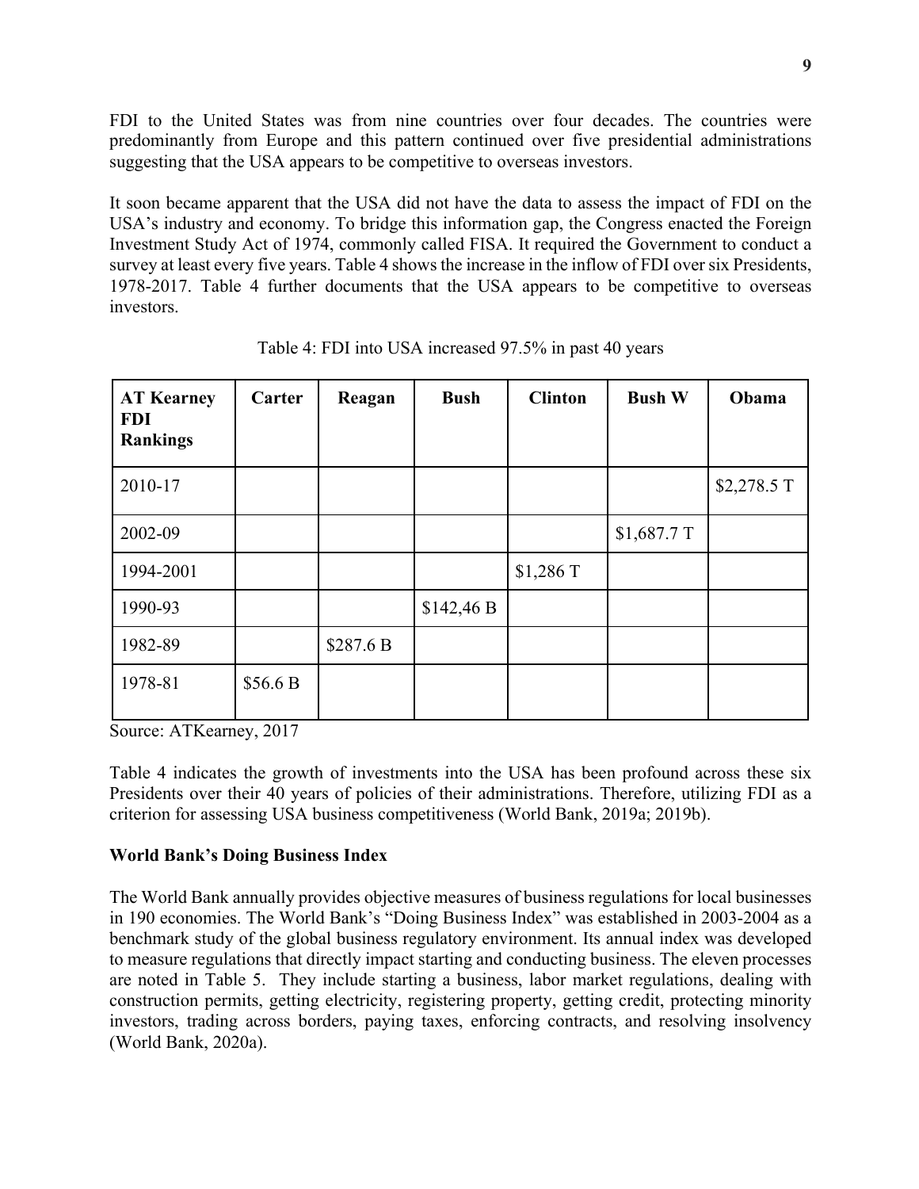FDI to the United States was from nine countries over four decades. The countries were predominantly from Europe and this pattern continued over five presidential administrations suggesting that the USA appears to be competitive to overseas investors.

It soon became apparent that the USA did not have the data to assess the impact of FDI on the USA's industry and economy. To bridge this information gap, the Congress enacted the Foreign Investment Study Act of 1974, commonly called FISA. It required the Government to conduct a survey at least every five years. Table 4 shows the increase in the inflow of FDI over six Presidents, 1978-2017. Table 4 further documents that the USA appears to be competitive to overseas investors.

Table 4: FDI into USA increased 97.5% in past 40 years

| AT Kearney FDI Rankings | Carter | Reagan | Bush | Clinton | Bush W | Obama |
|---|---|---|---|---|---|---|
| 2010-17 | | | | | | $2,278.5 T |
| 2002-09 | | | | | $1,687.7 T | |
| 1994-2001 | | | | $1,286 T | | |
| 1990-93 | | | $142,46 B | | | |
| 1982-89 | | $287.6 B | | | | |
| 1978-81 | $56.6 B | | | | | |

Source: ATKearney, 2017

Table 4 indicates the growth of investments into the USA has been profound across these six Presidents over their 40 years of policies of their administrations. Therefore, utilizing FDI as a criterion for assessing USA business competitiveness (World Bank, 2019a; 2019b).

**World Bank's Doing Business Index**

The World Bank annually provides objective measures of business regulations for local businesses in 190 economies. The World Bank's "Doing Business Index" was established in 2003-2004 as a benchmark study of the global business regulatory environment. Its annual index was developed to measure regulations that directly impact starting and conducting business. The eleven processes are noted in Table 5. They include starting a business, labor market regulations, dealing with construction permits, getting electricity, registering property, getting credit, protecting minority investors, trading across borders, paying taxes, enforcing contracts, and resolving insolvency (World Bank, 2020a).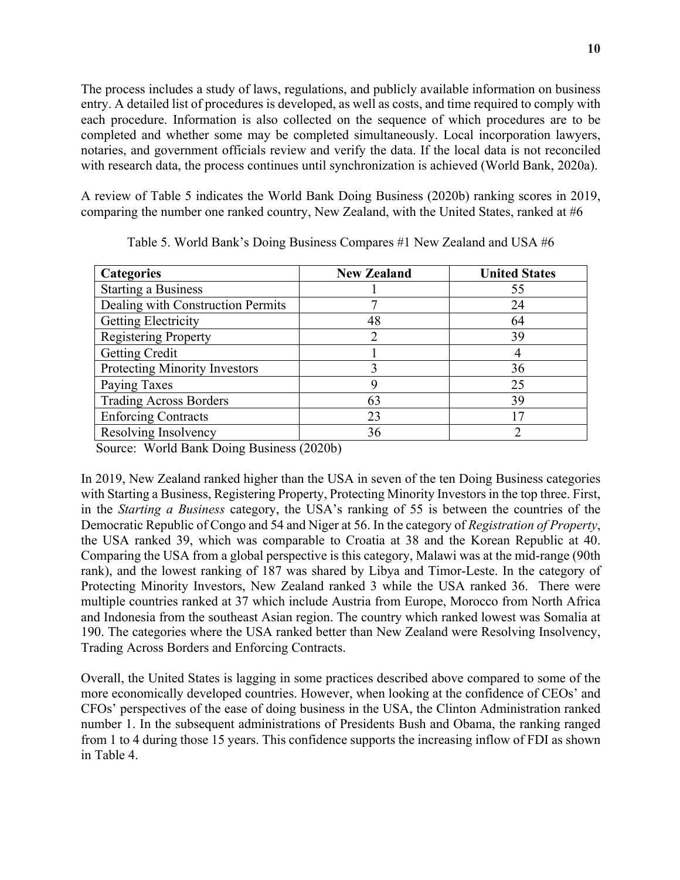The process includes a study of laws, regulations, and publicly available information on business entry. A detailed list of procedures is developed, as well as costs, and time required to comply with each procedure. Information is also collected on the sequence of which procedures are to be completed and whether some may be completed simultaneously. Local incorporation lawyers, notaries, and government officials review and verify the data. If the local data is not reconciled with research data, the process continues until synchronization is achieved (World Bank, 2020a).

A review of Table 5 indicates the World Bank Doing Business (2020b) ranking scores in 2019, comparing the number one ranked country, New Zealand, with the United States, ranked at #6

Table 5. World Bank's Doing Business Compares #1 New Zealand and USA #6

| Categories | New Zealand | United States |
| --- | --- | --- |
| Starting a Business | 1 | 55 |
| Dealing with Construction Permits | 7 | 24 |
| Getting Electricity | 48 | 64 |
| Registering Property | 2 | 39 |
| Getting Credit | 1 | 4 |
| Protecting Minority Investors | 3 | 36 |
| Paying Taxes | 9 | 25 |
| Trading Across Borders | 63 | 39 |
| Enforcing Contracts | 23 | 17 |
| Resolving Insolvency | 36 | 2 |

Source: World Bank Doing Business (2020b)

In 2019, New Zealand ranked higher than the USA in seven of the ten Doing Business categories with Starting a Business, Registering Property, Protecting Minority Investors in the top three. First, in the *Starting a Business* category, the USA's ranking of 55 is between the countries of the Democratic Republic of Congo and 54 and Niger at 56. In the category of *Registration of Property*, the USA ranked 39, which was comparable to Croatia at 38 and the Korean Republic at 40. Comparing the USA from a global perspective is this category, Malawi was at the mid-range (90th rank), and the lowest ranking of 187 was shared by Libya and Timor-Leste. In the category of Protecting Minority Investors, New Zealand ranked 3 while the USA ranked 36. There were multiple countries ranked at 37 which include Austria from Europe, Morocco from North Africa and Indonesia from the southeast Asian region. The country which ranked lowest was Somalia at 190. The categories where the USA ranked better than New Zealand were Resolving Insolvency, Trading Across Borders and Enforcing Contracts.

Overall, the United States is lagging in some practices described above compared to some of the more economically developed countries. However, when looking at the confidence of CEOs' and CFOs' perspectives of the ease of doing business in the USA, the Clinton Administration ranked number 1. In the subsequent administrations of Presidents Bush and Obama, the ranking ranged from 1 to 4 during those 15 years. This confidence supports the increasing inflow of FDI as shown in Table 4.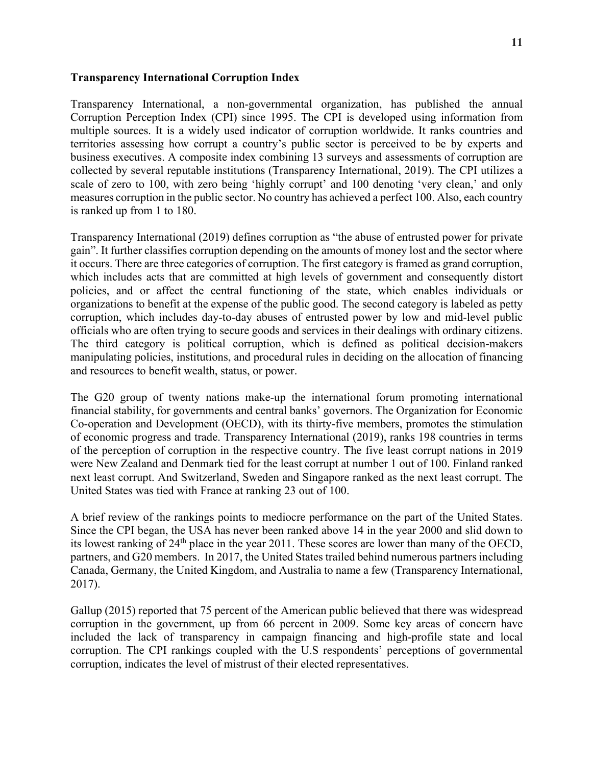**Transparency International Corruption Index**

Transparency International, a non-governmental organization, has published the annual Corruption Perception Index (CPI) since 1995. The CPI is developed using information from multiple sources. It is a widely used indicator of corruption worldwide. It ranks countries and territories assessing how corrupt a country's public sector is perceived to be by experts and business executives. A composite index combining 13 surveys and assessments of corruption are collected by several reputable institutions (Transparency International, 2019). The CPI utilizes a scale of zero to 100, with zero being 'highly corrupt' and 100 denoting 'very clean,' and only measures corruption in the public sector. No country has achieved a perfect 100. Also, each country is ranked up from 1 to 180.

Transparency International (2019) defines corruption as "the abuse of entrusted power for private gain". It further classifies corruption depending on the amounts of money lost and the sector where it occurs. There are three categories of corruption. The first category is framed as grand corruption, which includes acts that are committed at high levels of government and consequently distort policies, and or affect the central functioning of the state, which enables individuals or organizations to benefit at the expense of the public good. The second category is labeled as petty corruption, which includes day-to-day abuses of entrusted power by low and mid-level public officials who are often trying to secure goods and services in their dealings with ordinary citizens. The third category is political corruption, which is defined as political decision-makers manipulating policies, institutions, and procedural rules in deciding on the allocation of financing and resources to benefit wealth, status, or power.

The G20 group of twenty nations make-up the international forum promoting international financial stability, for governments and central banks' governors. The Organization for Economic Co-operation and Development (OECD), with its thirty-five members, promotes the stimulation of economic progress and trade. Transparency International (2019), ranks 198 countries in terms of the perception of corruption in the respective country. The five least corrupt nations in 2019 were New Zealand and Denmark tied for the least corrupt at number 1 out of 100. Finland ranked next least corrupt. And Switzerland, Sweden and Singapore ranked as the next least corrupt. The United States was tied with France at ranking 23 out of 100.

A brief review of the rankings points to mediocre performance on the part of the United States. Since the CPI began, the USA has never been ranked above 14 in the year 2000 and slid down to its lowest ranking of 24th place in the year 2011. These scores are lower than many of the OECD, partners, and G20 members. In 2017, the United States trailed behind numerous partners including Canada, Germany, the United Kingdom, and Australia to name a few (Transparency International, 2017).

Gallup (2015) reported that 75 percent of the American public believed that there was widespread corruption in the government, up from 66 percent in 2009. Some key areas of concern have included the lack of transparency in campaign financing and high-profile state and local corruption. The CPI rankings coupled with the U.S respondents' perceptions of governmental corruption, indicates the level of mistrust of their elected representatives.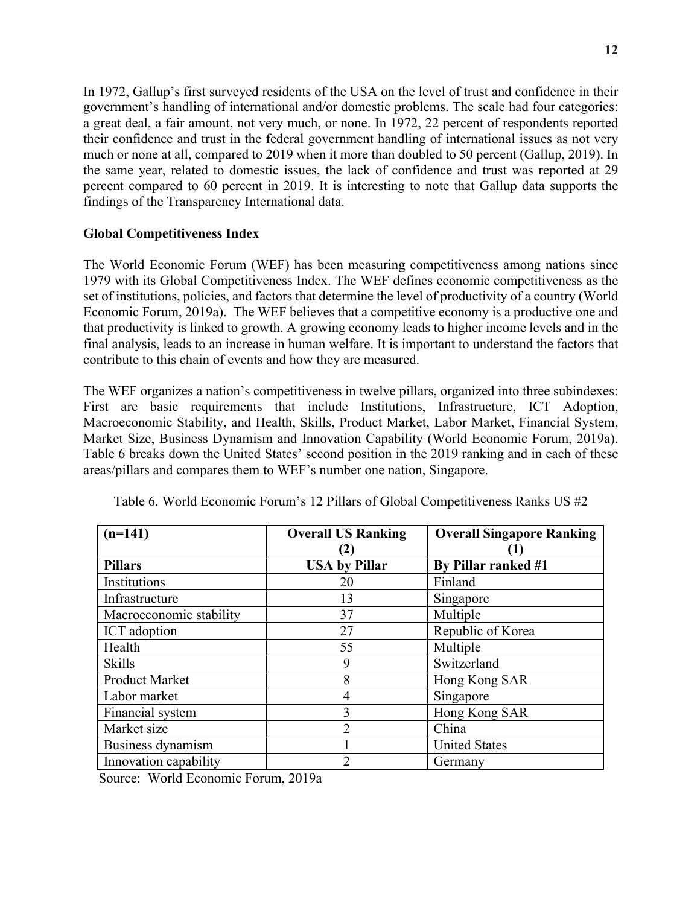In 1972, Gallup's first surveyed residents of the USA on the level of trust and confidence in their government's handling of international and/or domestic problems. The scale had four categories: a great deal, a fair amount, not very much, or none. In 1972, 22 percent of respondents reported their confidence and trust in the federal government handling of international issues as not very much or none at all, compared to 2019 when it more than doubled to 50 percent (Gallup, 2019). In the same year, related to domestic issues, the lack of confidence and trust was reported at 29 percent compared to 60 percent in 2019. It is interesting to note that Gallup data supports the findings of the Transparency International data.

**Global Competitiveness Index**

The World Economic Forum (WEF) has been measuring competitiveness among nations since 1979 with its Global Competitiveness Index. The WEF defines economic competitiveness as the set of institutions, policies, and factors that determine the level of productivity of a country (World Economic Forum, 2019a). The WEF believes that a competitive economy is a productive one and that productivity is linked to growth. A growing economy leads to higher income levels and in the final analysis, leads to an increase in human welfare. It is important to understand the factors that contribute to this chain of events and how they are measured.

The WEF organizes a nation's competitiveness in twelve pillars, organized into three subindexes: First are basic requirements that include Institutions, Infrastructure, ICT Adoption, Macroeconomic Stability, and Health, Skills, Product Market, Labor Market, Financial System, Market Size, Business Dynamism and Innovation Capability (World Economic Forum, 2019a). Table 6 breaks down the United States' second position in the 2019 ranking and in each of these areas/pillars and compares them to WEF's number one nation, Singapore.

Table 6. World Economic Forum's 12 Pillars of Global Competitiveness Ranks US #2

| **(n=141)** | **Overall US Ranking (2)** | **Overall Singapore Ranking (1)** |
|---|---|---|
| **Pillars** | **USA by Pillar** | **By Pillar ranked #1** |
| Institutions | 20 | Finland |
| Infrastructure | 13 | Singapore |
| Macroeconomic stability | 37 | Multiple |
| ICT adoption | 27 | Republic of Korea |
| Health | 55 | Multiple |
| Skills | 9 | Switzerland |
| Product Market | 8 | Hong Kong SAR |
| Labor market | 4 | Singapore |
| Financial system | 3 | Hong Kong SAR |
| Market size | 2 | China |
| Business dynamism | 1 | United States |
| Innovation capability | 2 | Germany |

Source: World Economic Forum, 2019a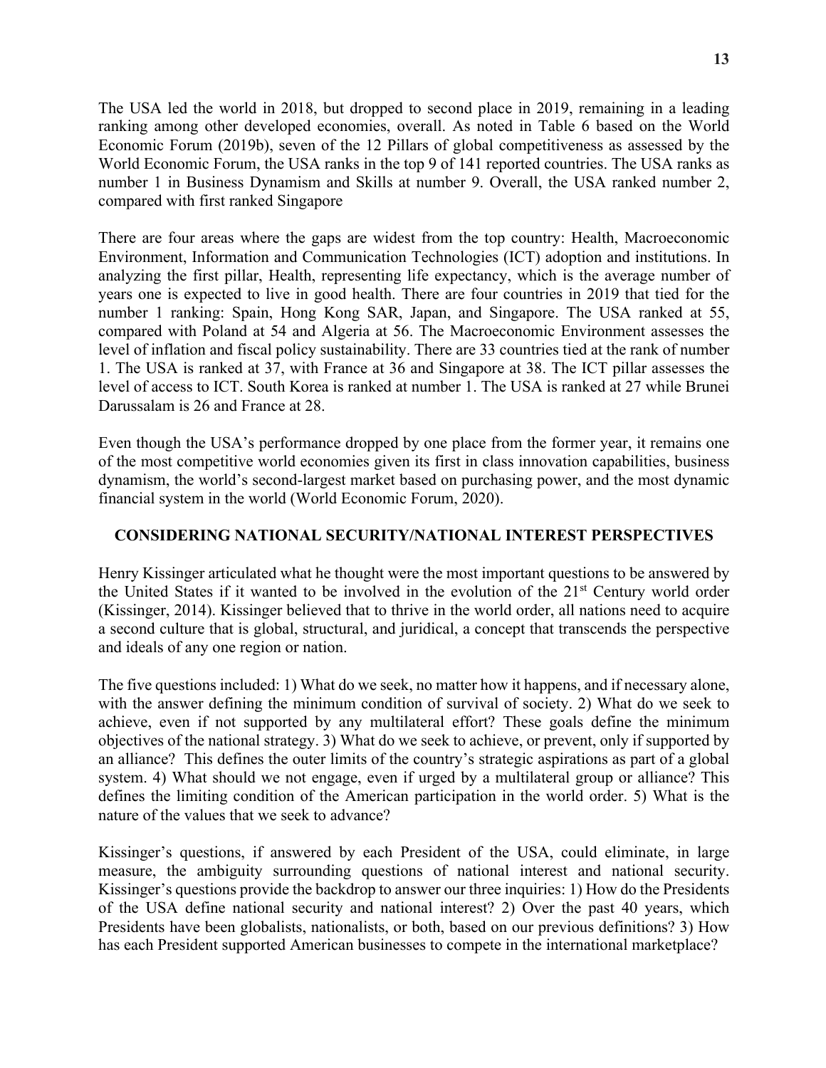The USA led the world in 2018, but dropped to second place in 2019, remaining in a leading ranking among other developed economies, overall. As noted in Table 6 based on the World Economic Forum (2019b), seven of the 12 Pillars of global competitiveness as assessed by the World Economic Forum, the USA ranks in the top 9 of 141 reported countries. The USA ranks as number 1 in Business Dynamism and Skills at number 9. Overall, the USA ranked number 2, compared with first ranked Singapore

There are four areas where the gaps are widest from the top country: Health, Macroeconomic Environment, Information and Communication Technologies (ICT) adoption and institutions. In analyzing the first pillar, Health, representing life expectancy, which is the average number of years one is expected to live in good health. There are four countries in 2019 that tied for the number 1 ranking: Spain, Hong Kong SAR, Japan, and Singapore. The USA ranked at 55, compared with Poland at 54 and Algeria at 56. The Macroeconomic Environment assesses the level of inflation and fiscal policy sustainability. There are 33 countries tied at the rank of number 1. The USA is ranked at 37, with France at 36 and Singapore at 38. The ICT pillar assesses the level of access to ICT. South Korea is ranked at number 1. The USA is ranked at 27 while Brunei Darussalam is 26 and France at 28.

Even though the USA's performance dropped by one place from the former year, it remains one of the most competitive world economies given its first in class innovation capabilities, business dynamism, the world's second-largest market based on purchasing power, and the most dynamic financial system in the world (World Economic Forum, 2020).

## CONSIDERING NATIONAL SECURITY/NATIONAL INTEREST PERSPECTIVES

Henry Kissinger articulated what he thought were the most important questions to be answered by the United States if it wanted to be involved in the evolution of the 21st Century world order (Kissinger, 2014). Kissinger believed that to thrive in the world order, all nations need to acquire a second culture that is global, structural, and juridical, a concept that transcends the perspective and ideals of any one region or nation.

The five questions included: 1) What do we seek, no matter how it happens, and if necessary alone, with the answer defining the minimum condition of survival of society. 2) What do we seek to achieve, even if not supported by any multilateral effort? These goals define the minimum objectives of the national strategy. 3) What do we seek to achieve, or prevent, only if supported by an alliance? This defines the outer limits of the country's strategic aspirations as part of a global system. 4) What should we not engage, even if urged by a multilateral group or alliance? This defines the limiting condition of the American participation in the world order. 5) What is the nature of the values that we seek to advance?

Kissinger's questions, if answered by each President of the USA, could eliminate, in large measure, the ambiguity surrounding questions of national interest and national security. Kissinger's questions provide the backdrop to answer our three inquiries: 1) How do the Presidents of the USA define national security and national interest? 2) Over the past 40 years, which Presidents have been globalists, nationalists, or both, based on our previous definitions? 3) How has each President supported American businesses to compete in the international marketplace?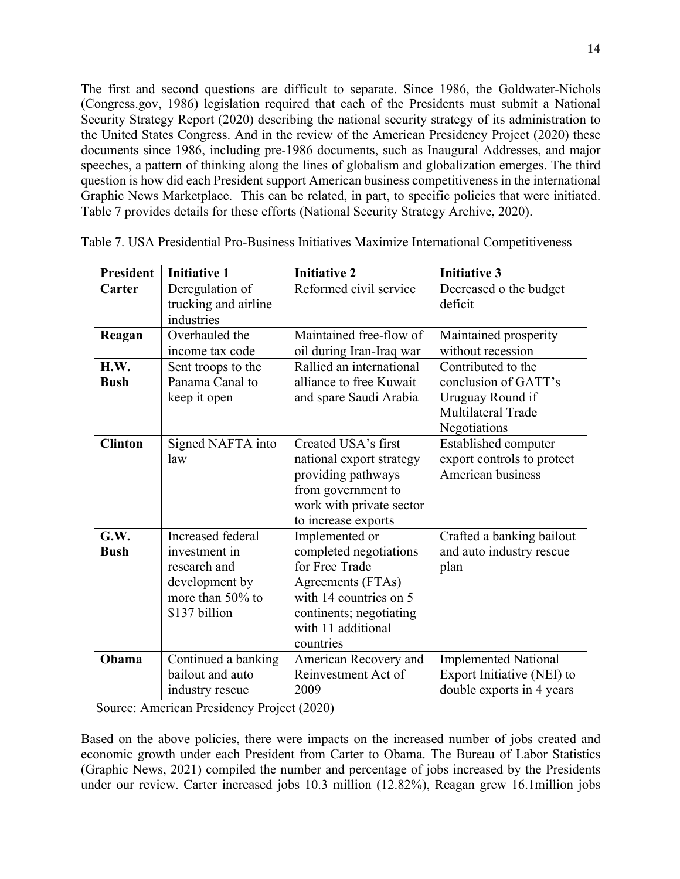The first and second questions are difficult to separate. Since 1986, the Goldwater-Nichols (Congress.gov, 1986) legislation required that each of the Presidents must submit a National Security Strategy Report (2020) describing the national security strategy of its administration to the United States Congress. And in the review of the American Presidency Project (2020) these documents since 1986, including pre-1986 documents, such as Inaugural Addresses, and major speeches, a pattern of thinking along the lines of globalism and globalization emerges. The third question is how did each President support American business competitiveness in the international Graphic News Marketplace. This can be related, in part, to specific policies that were initiated. Table 7 provides details for these efforts (National Security Strategy Archive, 2020).

Table 7. USA Presidential Pro-Business Initiatives Maximize International Competitiveness

| President | Initiative 1 | Initiative 2 | Initiative 3 |
|---|---|---|---|
| **Carter** | Deregulation of trucking and airline industries | Reformed civil service | Decreased o the budget deficit |
| **Reagan** | Overhauled the income tax code | Maintained free-flow of oil during Iran-Iraq war | Maintained prosperity without recession |
| **H.W. Bush** | Sent troops to the Panama Canal to keep it open | Rallied an international alliance to free Kuwait and spare Saudi Arabia | Contributed to the conclusion of GATT's Uruguay Round if Multilateral Trade Negotiations |
| **Clinton** | Signed NAFTA into law | Created USA's first national export strategy providing pathways from government to work with private sector to increase exports | Established computer export controls to protect American business |
| **G.W. Bush** | Increased federal investment in research and development by more than 50% to $137 billion | Implemented or completed negotiations for Free Trade Agreements (FTAs) with 14 countries on 5 continents; negotiating with 11 additional countries | Crafted a banking bailout and auto industry rescue plan |
| **Obama** | Continued a banking bailout and auto industry rescue | American Recovery and Reinvestment Act of 2009 | Implemented National Export Initiative (NEI) to double exports in 4 years |

Source: American Presidency Project (2020)

Based on the above policies, there were impacts on the increased number of jobs created and economic growth under each President from Carter to Obama. The Bureau of Labor Statistics (Graphic News, 2021) compiled the number and percentage of jobs increased by the Presidents under our review. Carter increased jobs 10.3 million (12.82%), Reagan grew 16.1million jobs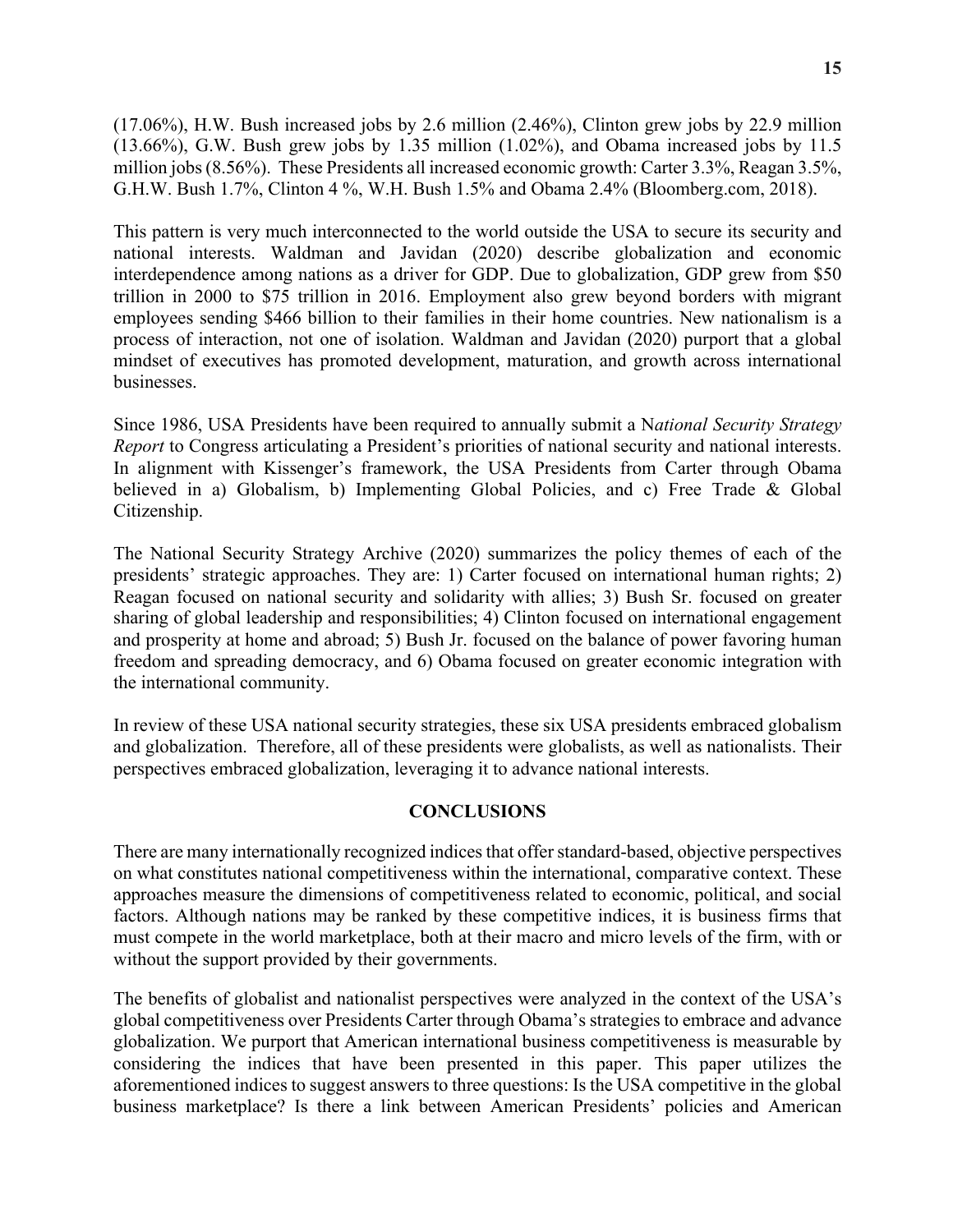(17.06%), H.W. Bush increased jobs by 2.6 million (2.46%), Clinton grew jobs by 22.9 million (13.66%), G.W. Bush grew jobs by 1.35 million (1.02%), and Obama increased jobs by 11.5 million jobs (8.56%). These Presidents all increased economic growth: Carter 3.3%, Reagan 3.5%, G.H.W. Bush 1.7%, Clinton 4 %, W.H. Bush 1.5% and Obama 2.4% (Bloomberg.com, 2018).

This pattern is very much interconnected to the world outside the USA to secure its security and national interests. Waldman and Javidan (2020) describe globalization and economic interdependence among nations as a driver for GDP. Due to globalization, GDP grew from $50 trillion in 2000 to $75 trillion in 2016. Employment also grew beyond borders with migrant employees sending $466 billion to their families in their home countries. New nationalism is a process of interaction, not one of isolation. Waldman and Javidan (2020) purport that a global mindset of executives has promoted development, maturation, and growth across international businesses.

Since 1986, USA Presidents have been required to annually submit a N*ational Security Strategy Report* to Congress articulating a President's priorities of national security and national interests. In alignment with Kissenger's framework, the USA Presidents from Carter through Obama believed in a) Globalism, b) Implementing Global Policies, and c) Free Trade & Global Citizenship.

The National Security Strategy Archive (2020) summarizes the policy themes of each of the presidents' strategic approaches. They are: 1) Carter focused on international human rights; 2) Reagan focused on national security and solidarity with allies; 3) Bush Sr. focused on greater sharing of global leadership and responsibilities; 4) Clinton focused on international engagement and prosperity at home and abroad; 5) Bush Jr. focused on the balance of power favoring human freedom and spreading democracy, and 6) Obama focused on greater economic integration with the international community.

In review of these USA national security strategies, these six USA presidents embraced globalism and globalization. Therefore, all of these presidents were globalists, as well as nationalists. Their perspectives embraced globalization, leveraging it to advance national interests.

## CONCLUSIONS

There are many internationally recognized indices that offer standard-based, objective perspectives on what constitutes national competitiveness within the international, comparative context. These approaches measure the dimensions of competitiveness related to economic, political, and social factors. Although nations may be ranked by these competitive indices, it is business firms that must compete in the world marketplace, both at their macro and micro levels of the firm, with or without the support provided by their governments.

The benefits of globalist and nationalist perspectives were analyzed in the context of the USA's global competitiveness over Presidents Carter through Obama's strategies to embrace and advance globalization. We purport that American international business competitiveness is measurable by considering the indices that have been presented in this paper. This paper utilizes the aforementioned indices to suggest answers to three questions: Is the USA competitive in the global business marketplace? Is there a link between American Presidents' policies and American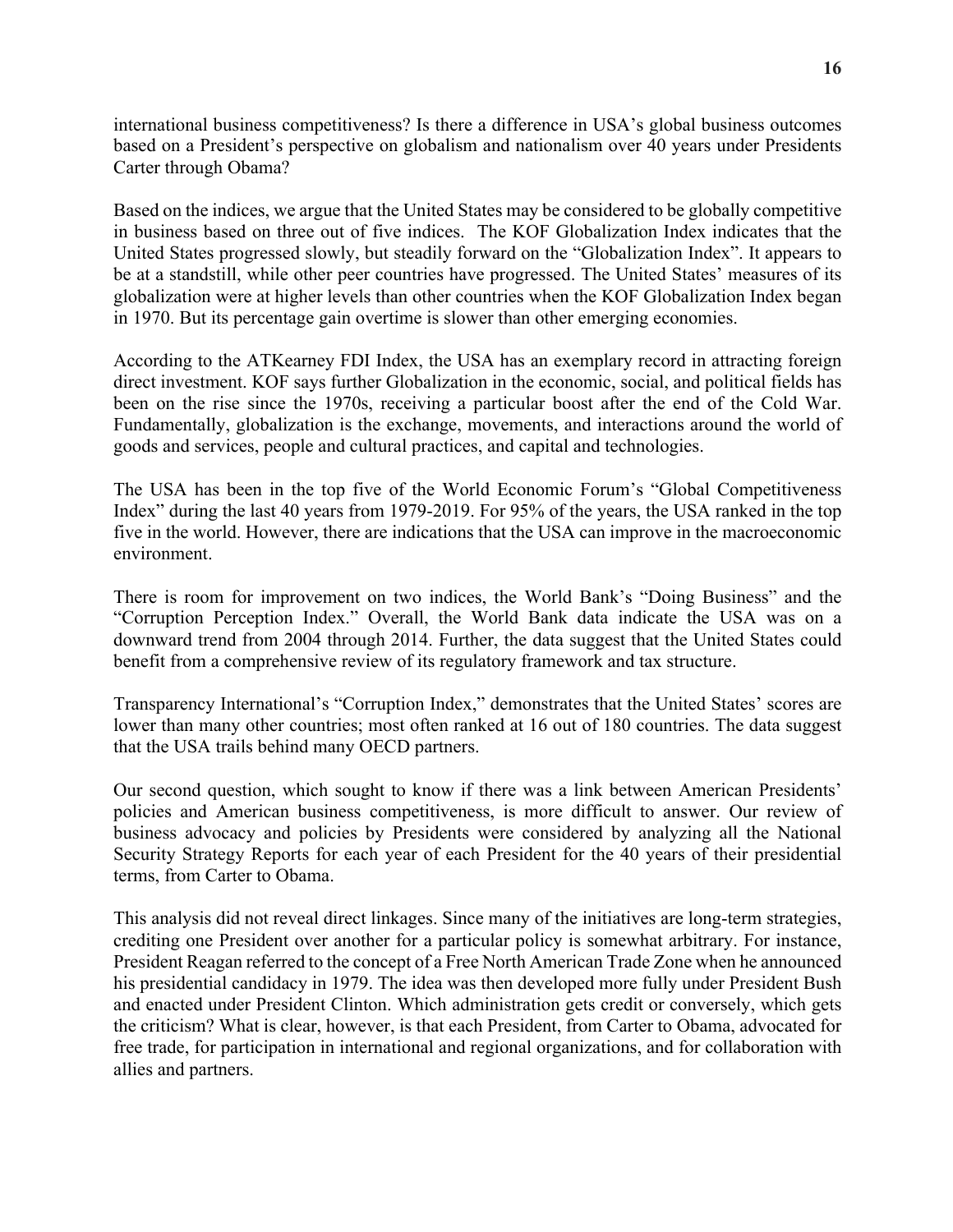international business competitiveness? Is there a difference in USA's global business outcomes based on a President's perspective on globalism and nationalism over 40 years under Presidents Carter through Obama?

Based on the indices, we argue that the United States may be considered to be globally competitive in business based on three out of five indices. The KOF Globalization Index indicates that the United States progressed slowly, but steadily forward on the "Globalization Index". It appears to be at a standstill, while other peer countries have progressed. The United States' measures of its globalization were at higher levels than other countries when the KOF Globalization Index began in 1970. But its percentage gain overtime is slower than other emerging economies.

According to the ATKearney FDI Index, the USA has an exemplary record in attracting foreign direct investment. KOF says further Globalization in the economic, social, and political fields has been on the rise since the 1970s, receiving a particular boost after the end of the Cold War. Fundamentally, globalization is the exchange, movements, and interactions around the world of goods and services, people and cultural practices, and capital and technologies.

The USA has been in the top five of the World Economic Forum's "Global Competitiveness Index" during the last 40 years from 1979-2019. For 95% of the years, the USA ranked in the top five in the world. However, there are indications that the USA can improve in the macroeconomic environment.

There is room for improvement on two indices, the World Bank's "Doing Business" and the "Corruption Perception Index." Overall, the World Bank data indicate the USA was on a downward trend from 2004 through 2014. Further, the data suggest that the United States could benefit from a comprehensive review of its regulatory framework and tax structure.

Transparency International's "Corruption Index," demonstrates that the United States' scores are lower than many other countries; most often ranked at 16 out of 180 countries. The data suggest that the USA trails behind many OECD partners.

Our second question, which sought to know if there was a link between American Presidents' policies and American business competitiveness, is more difficult to answer. Our review of business advocacy and policies by Presidents were considered by analyzing all the National Security Strategy Reports for each year of each President for the 40 years of their presidential terms, from Carter to Obama.

This analysis did not reveal direct linkages. Since many of the initiatives are long-term strategies, crediting one President over another for a particular policy is somewhat arbitrary. For instance, President Reagan referred to the concept of a Free North American Trade Zone when he announced his presidential candidacy in 1979. The idea was then developed more fully under President Bush and enacted under President Clinton. Which administration gets credit or conversely, which gets the criticism? What is clear, however, is that each President, from Carter to Obama, advocated for free trade, for participation in international and regional organizations, and for collaboration with allies and partners.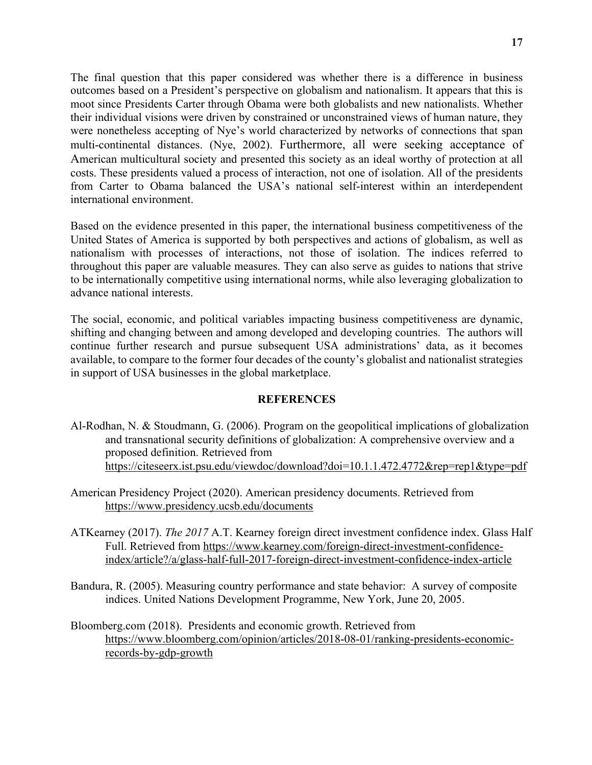The final question that this paper considered was whether there is a difference in business outcomes based on a President's perspective on globalism and nationalism. It appears that this is moot since Presidents Carter through Obama were both globalists and new nationalists. Whether their individual visions were driven by constrained or unconstrained views of human nature, they were nonetheless accepting of Nye's world characterized by networks of connections that span multi-continental distances. (Nye, 2002). Furthermore, all were seeking acceptance of American multicultural society and presented this society as an ideal worthy of protection at all costs. These presidents valued a process of interaction, not one of isolation. All of the presidents from Carter to Obama balanced the USA's national self-interest within an interdependent international environment.

Based on the evidence presented in this paper, the international business competitiveness of the United States of America is supported by both perspectives and actions of globalism, as well as nationalism with processes of interactions, not those of isolation. The indices referred to throughout this paper are valuable measures. They can also serve as guides to nations that strive to be internationally competitive using international norms, while also leveraging globalization to advance national interests.

The social, economic, and political variables impacting business competitiveness are dynamic, shifting and changing between and among developed and developing countries. The authors will continue further research and pursue subsequent USA administrations' data, as it becomes available, to compare to the former four decades of the county's globalist and nationalist strategies in support of USA businesses in the global marketplace.

## REFERENCES

Al-Rodhan, N. & Stoudmann, G. (2006). Program on the geopolitical implications of globalization and transnational security definitions of globalization: A comprehensive overview and a proposed definition. Retrieved from https://citeseerx.ist.psu.edu/viewdoc/download?doi=10.1.1.472.4772&rep=rep1&type=pdf

American Presidency Project (2020). American presidency documents. Retrieved from https://www.presidency.ucsb.edu/documents

ATKearney (2017). *The 2017* A.T. Kearney foreign direct investment confidence index. Glass Half Full. Retrieved from https://www.kearney.com/foreign-direct-investment-confidence-index/article?/a/glass-half-full-2017-foreign-direct-investment-confidence-index-article

Bandura, R. (2005). Measuring country performance and state behavior: A survey of composite indices. United Nations Development Programme, New York, June 20, 2005.

Bloomberg.com (2018). Presidents and economic growth. Retrieved from https://www.bloomberg.com/opinion/articles/2018-08-01/ranking-presidents-economic-records-by-gdp-growth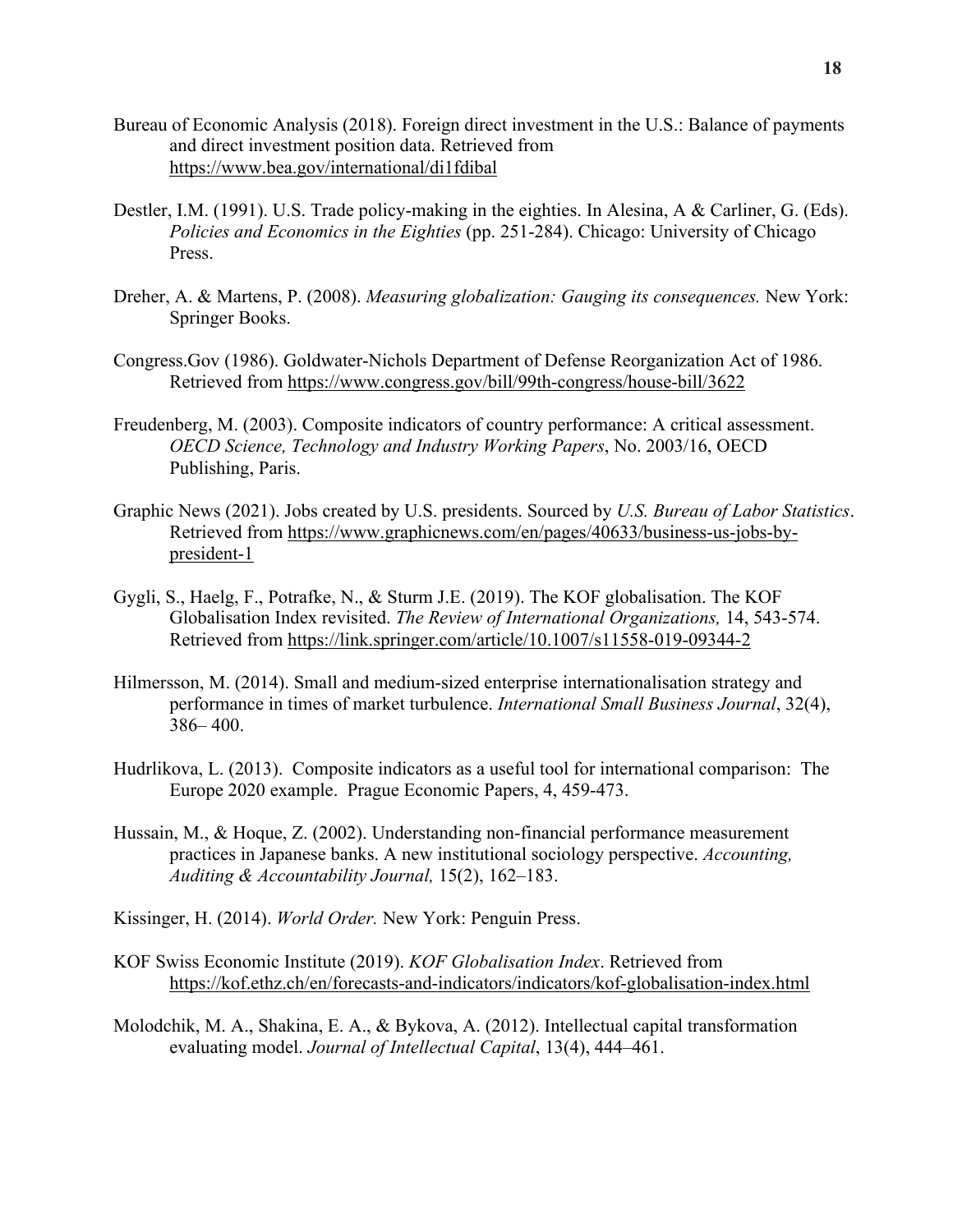Bureau of Economic Analysis (2018). Foreign direct investment in the U.S.: Balance of payments and direct investment position data. Retrieved from https://www.bea.gov/international/di1fdibal

Destler, I.M. (1991). U.S. Trade policy-making in the eighties. In Alesina, A & Carliner, G. (Eds). *Policies and Economics in the Eighties* (pp. 251-284). Chicago: University of Chicago Press.

Dreher, A. & Martens, P. (2008). *Measuring globalization: Gauging its consequences.* New York: Springer Books.

Congress.Gov (1986). Goldwater-Nichols Department of Defense Reorganization Act of 1986. Retrieved from https://www.congress.gov/bill/99th-congress/house-bill/3622

Freudenberg, M. (2003). Composite indicators of country performance: A critical assessment. *OECD Science, Technology and Industry Working Papers*, No. 2003/16, OECD Publishing, Paris.

Graphic News (2021). Jobs created by U.S. presidents. Sourced by *U.S. Bureau of Labor Statistics*. Retrieved from https://www.graphicnews.com/en/pages/40633/business-us-jobs-by-president-1

Gygli, S., Haelg, F., Potrafke, N., & Sturm J.E. (2019). The KOF globalisation. The KOF Globalisation Index revisited. *The Review of International Organizations,* 14, 543-574. Retrieved from https://link.springer.com/article/10.1007/s11558-019-09344-2

Hilmersson, M. (2014). Small and medium-sized enterprise internationalisation strategy and performance in times of market turbulence. *International Small Business Journal*, 32(4), 386– 400.

Hudrlikova, L. (2013). Composite indicators as a useful tool for international comparison: The Europe 2020 example. Prague Economic Papers, 4, 459-473.

Hussain, M., & Hoque, Z. (2002). Understanding non-financial performance measurement practices in Japanese banks. A new institutional sociology perspective. *Accounting, Auditing & Accountability Journal,* 15(2), 162–183.

Kissinger, H. (2014). *World Order.* New York: Penguin Press.

KOF Swiss Economic Institute (2019). *KOF Globalisation Index*. Retrieved from https://kof.ethz.ch/en/forecasts-and-indicators/indicators/kof-globalisation-index.html

Molodchik, M. A., Shakina, E. A., & Bykova, A. (2012). Intellectual capital transformation evaluating model. *Journal of Intellectual Capital*, 13(4), 444–461.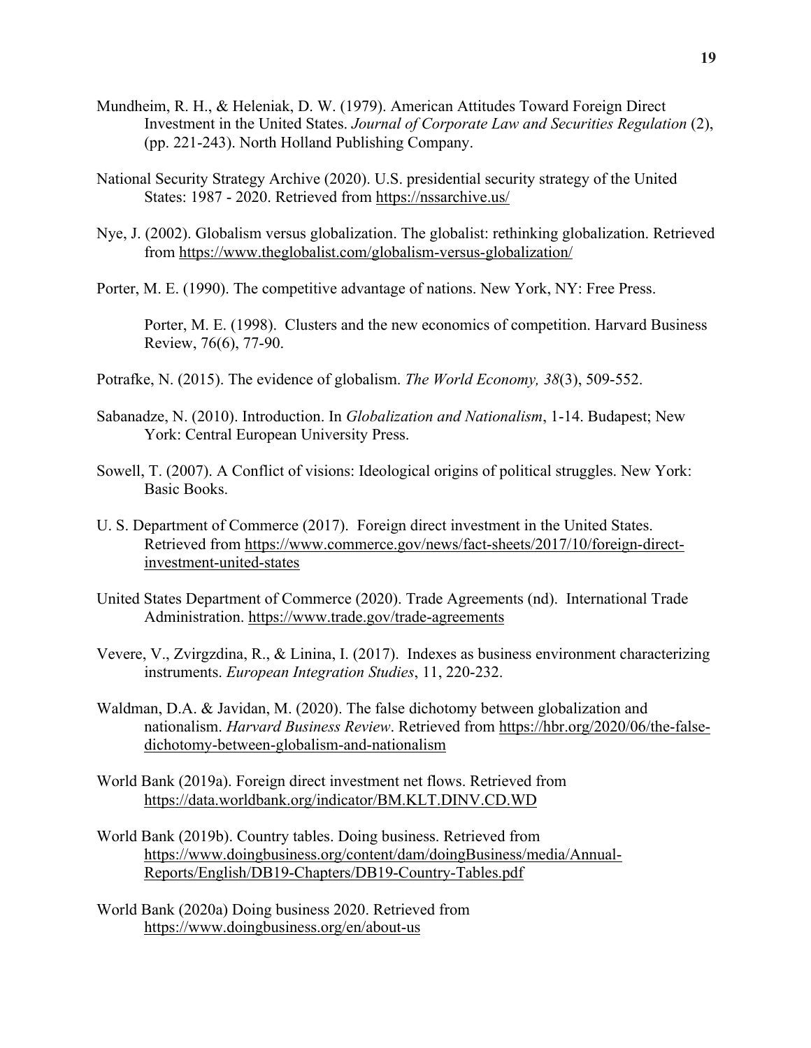Mundheim, R. H., & Heleniak, D. W. (1979). American Attitudes Toward Foreign Direct Investment in the United States. *Journal of Corporate Law and Securities Regulation* (2), (pp. 221-243). North Holland Publishing Company.

National Security Strategy Archive (2020). U.S. presidential security strategy of the United States: 1987 - 2020. Retrieved from https://nssarchive.us/

Nye, J. (2002). Globalism versus globalization. The globalist: rethinking globalization. Retrieved from https://www.theglobalist.com/globalism-versus-globalization/

Porter, M. E. (1990). The competitive advantage of nations. New York, NY: Free Press.

Porter, M. E. (1998). Clusters and the new economics of competition. Harvard Business Review, 76(6), 77-90.

Potrafke, N. (2015). The evidence of globalism. *The World Economy, 38*(3), 509-552.

Sabanadze, N. (2010). Introduction. In *Globalization and Nationalism*, 1-14. Budapest; New York: Central European University Press.

Sowell, T. (2007). A Conflict of visions: Ideological origins of political struggles. New York: Basic Books.

U. S. Department of Commerce (2017). Foreign direct investment in the United States. Retrieved from https://www.commerce.gov/news/fact-sheets/2017/10/foreign-direct-investment-united-states

United States Department of Commerce (2020). Trade Agreements (nd). International Trade Administration. https://www.trade.gov/trade-agreements

Vevere, V., Zvirgzdina, R., & Linina, I. (2017). Indexes as business environment characterizing instruments. *European Integration Studies*, 11, 220-232.

Waldman, D.A. & Javidan, M. (2020). The false dichotomy between globalization and nationalism. *Harvard Business Review*. Retrieved from https://hbr.org/2020/06/the-false-dichotomy-between-globalism-and-nationalism

World Bank (2019a). Foreign direct investment net flows. Retrieved from https://data.worldbank.org/indicator/BM.KLT.DINV.CD.WD

World Bank (2019b). Country tables. Doing business. Retrieved from https://www.doingbusiness.org/content/dam/doingBusiness/media/Annual-Reports/English/DB19-Chapters/DB19-Country-Tables.pdf

World Bank (2020a) Doing business 2020. Retrieved from https://www.doingbusiness.org/en/about-us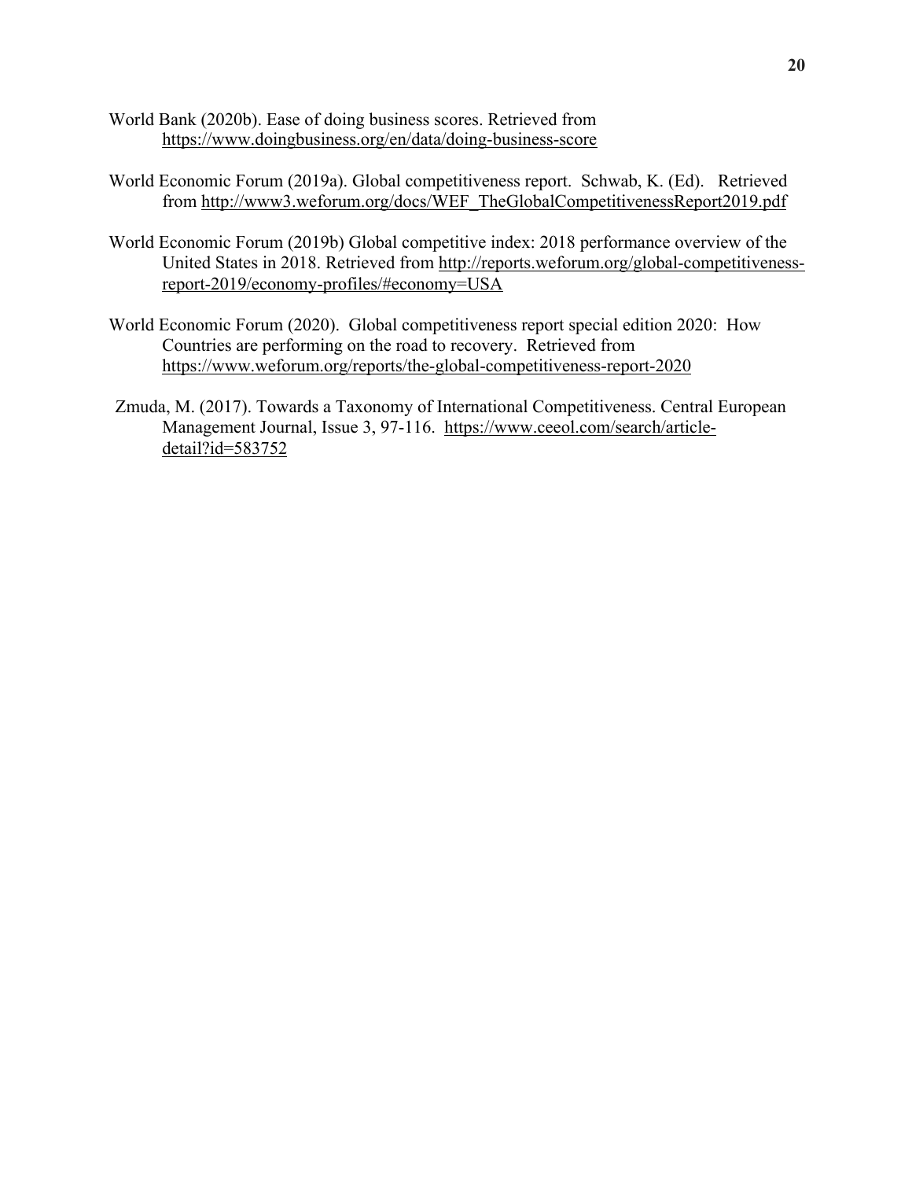World Bank (2020b). Ease of doing business scores. Retrieved from https://www.doingbusiness.org/en/data/doing-business-score

World Economic Forum (2019a). Global competitiveness report. Schwab, K. (Ed). Retrieved from http://www3.weforum.org/docs/WEF_TheGlobalCompetitivenessReport2019.pdf

World Economic Forum (2019b) Global competitive index: 2018 performance overview of the United States in 2018. Retrieved from http://reports.weforum.org/global-competitiveness-report-2019/economy-profiles/#economy=USA

World Economic Forum (2020). Global competitiveness report special edition 2020: How Countries are performing on the road to recovery. Retrieved from https://www.weforum.org/reports/the-global-competitiveness-report-2020

Zmuda, M. (2017). Towards a Taxonomy of International Competitiveness. Central European Management Journal, Issue 3, 97-116. https://www.ceeol.com/search/article-detail?id=583752